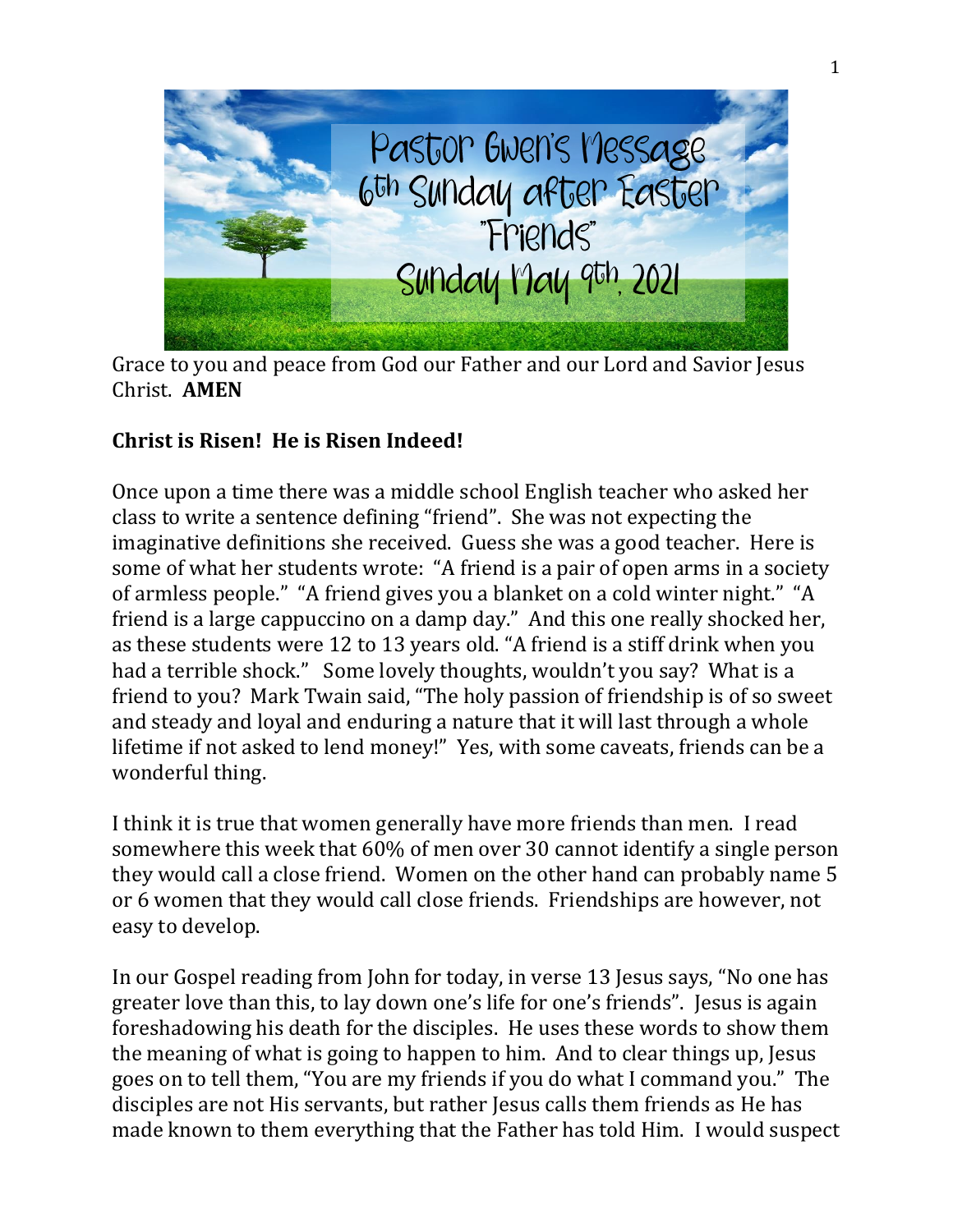# Pastor Gwen's Message
## 6th Sunday after Easter
## "Friends"
## Sunday May 9th, 2021

Grace to you and peace from God our Father and our Lord and Savior Jesus Christ. **AMEN**

**Christ is Risen! He is Risen Indeed!**

Once upon a time there was a middle school English teacher who asked her class to write a sentence defining "friend". She was not expecting the imaginative definitions she received. Guess she was a good teacher. Here is some of what her students wrote: "A friend is a pair of open arms in a society of armless people." "A friend gives you a blanket on a cold winter night." "A friend is a large cappuccino on a damp day." And this one really shocked her, as these students were 12 to 13 years old. "A friend is a stiff drink when you had a terrible shock." Some lovely thoughts, wouldn't you say? What is a friend to you? Mark Twain said, "The holy passion of friendship is of so sweet and steady and loyal and enduring a nature that it will last through a whole lifetime if not asked to lend money!" Yes, with some caveats, friends can be a wonderful thing.

I think it is true that women generally have more friends than men. I read somewhere this week that 60% of men over 30 cannot identify a single person they would call a close friend. Women on the other hand can probably name 5 or 6 women that they would call close friends. Friendships are however, not easy to develop.

In our Gospel reading from John for today, in verse 13 Jesus says, "No one has greater love than this, to lay down one's life for one's friends". Jesus is again foreshadowing his death for the disciples. He uses these words to show them the meaning of what is going to happen to him. And to clear things up, Jesus goes on to tell them, "You are my friends if you do what I command you." The disciples are not His servants, but rather Jesus calls them friends as He has made known to them everything that the Father has told Him. I would suspect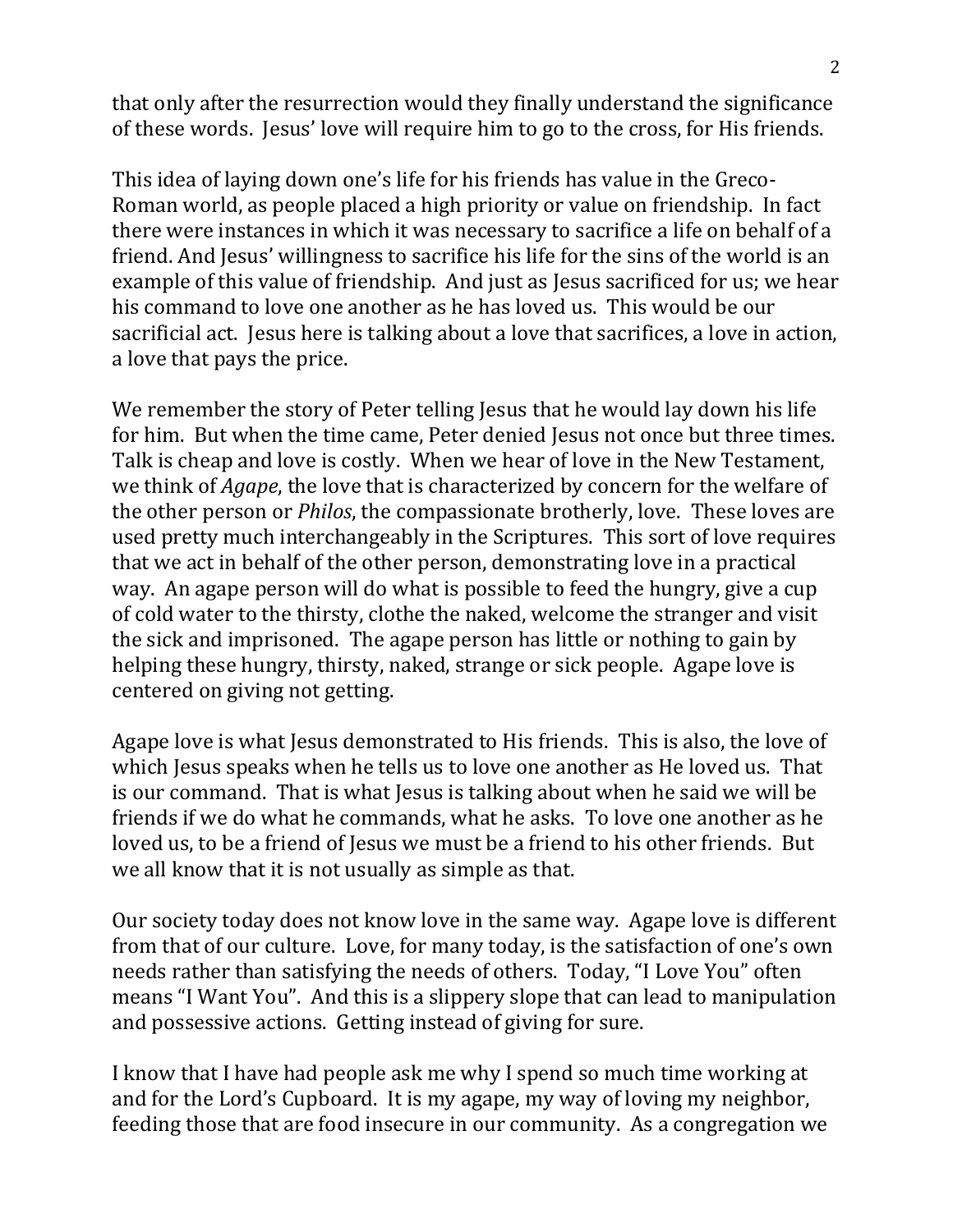that only after the resurrection would they finally understand the significance of these words. Jesus' love will require him to go to the cross, for His friends.

This idea of laying down one's life for his friends has value in the Greco-Roman world, as people placed a high priority or value on friendship. In fact there were instances in which it was necessary to sacrifice a life on behalf of a friend. And Jesus' willingness to sacrifice his life for the sins of the world is an example of this value of friendship. And just as Jesus sacrificed for us; we hear his command to love one another as he has loved us. This would be our sacrificial act. Jesus here is talking about a love that sacrifices, a love in action, a love that pays the price.

We remember the story of Peter telling Jesus that he would lay down his life for him. But when the time came, Peter denied Jesus not once but three times. Talk is cheap and love is costly. When we hear of love in the New Testament, we think of *Agape*, the love that is characterized by concern for the welfare of the other person or *Philos*, the compassionate brotherly, love. These loves are used pretty much interchangeably in the Scriptures. This sort of love requires that we act in behalf of the other person, demonstrating love in a practical way. An agape person will do what is possible to feed the hungry, give a cup of cold water to the thirsty, clothe the naked, welcome the stranger and visit the sick and imprisoned. The agape person has little or nothing to gain by helping these hungry, thirsty, naked, strange or sick people. Agape love is centered on giving not getting.

Agape love is what Jesus demonstrated to His friends. This is also, the love of which Jesus speaks when he tells us to love one another as He loved us. That is our command. That is what Jesus is talking about when he said we will be friends if we do what he commands, what he asks. To love one another as he loved us, to be a friend of Jesus we must be a friend to his other friends. But we all know that it is not usually as simple as that.

Our society today does not know love in the same way. Agape love is different from that of our culture. Love, for many today, is the satisfaction of one's own needs rather than satisfying the needs of others. Today, "I Love You" often means "I Want You". And this is a slippery slope that can lead to manipulation and possessive actions. Getting instead of giving for sure.

I know that I have had people ask me why I spend so much time working at and for the Lord's Cupboard. It is my agape, my way of loving my neighbor, feeding those that are food insecure in our community. As a congregation we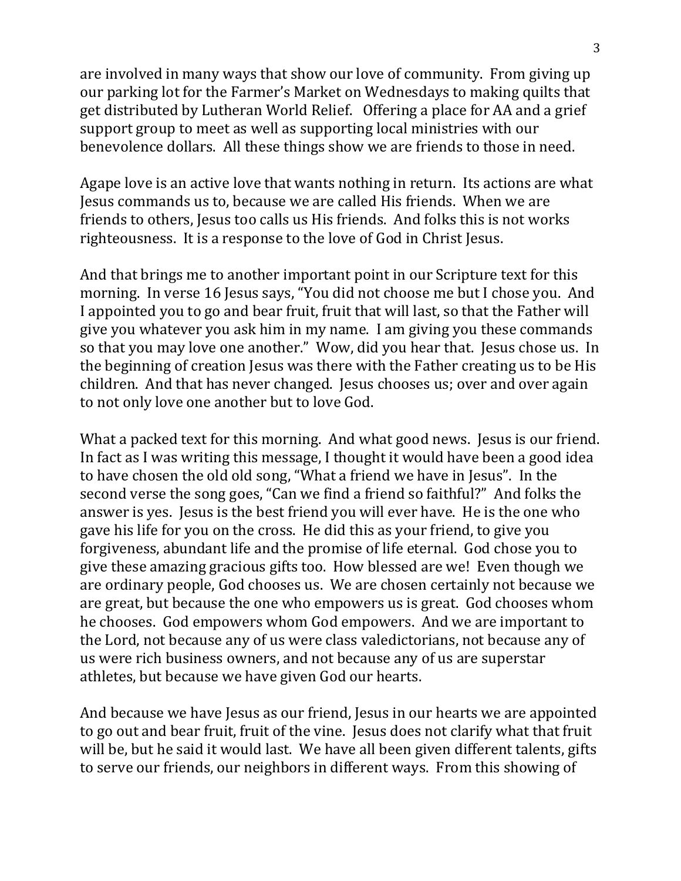are involved in many ways that show our love of community. From giving up our parking lot for the Farmer's Market on Wednesdays to making quilts that get distributed by Lutheran World Relief. Offering a place for AA and a grief support group to meet as well as supporting local ministries with our benevolence dollars. All these things show we are friends to those in need.

Agape love is an active love that wants nothing in return. Its actions are what Jesus commands us to, because we are called His friends. When we are friends to others, Jesus too calls us His friends. And folks this is not works righteousness. It is a response to the love of God in Christ Jesus.

And that brings me to another important point in our Scripture text for this morning. In verse 16 Jesus says, "You did not choose me but I chose you. And I appointed you to go and bear fruit, fruit that will last, so that the Father will give you whatever you ask him in my name. I am giving you these commands so that you may love one another." Wow, did you hear that. Jesus chose us. In the beginning of creation Jesus was there with the Father creating us to be His children. And that has never changed. Jesus chooses us; over and over again to not only love one another but to love God.

What a packed text for this morning. And what good news. Jesus is our friend. In fact as I was writing this message, I thought it would have been a good idea to have chosen the old old song, "What a friend we have in Jesus". In the second verse the song goes, "Can we find a friend so faithful?" And folks the answer is yes. Jesus is the best friend you will ever have. He is the one who gave his life for you on the cross. He did this as your friend, to give you forgiveness, abundant life and the promise of life eternal. God chose you to give these amazing gracious gifts too. How blessed are we! Even though we are ordinary people, God chooses us. We are chosen certainly not because we are great, but because the one who empowers us is great. God chooses whom he chooses. God empowers whom God empowers. And we are important to the Lord, not because any of us were class valedictorians, not because any of us were rich business owners, and not because any of us are superstar athletes, but because we have given God our hearts.

And because we have Jesus as our friend, Jesus in our hearts we are appointed to go out and bear fruit, fruit of the vine. Jesus does not clarify what that fruit will be, but he said it would last. We have all been given different talents, gifts to serve our friends, our neighbors in different ways. From this showing of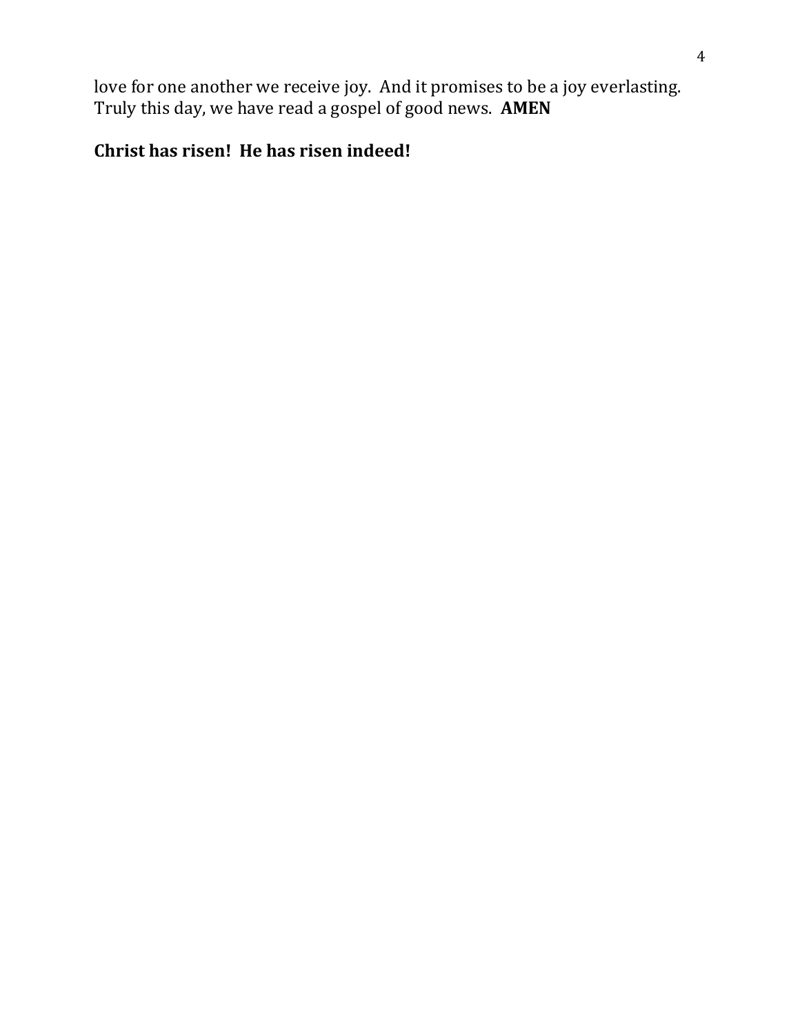love for one another we receive joy.  And it promises to be a joy everlasting.  Truly this day, we have read a gospel of good news.  **AMEN**

**Christ has risen!  He has risen indeed!**